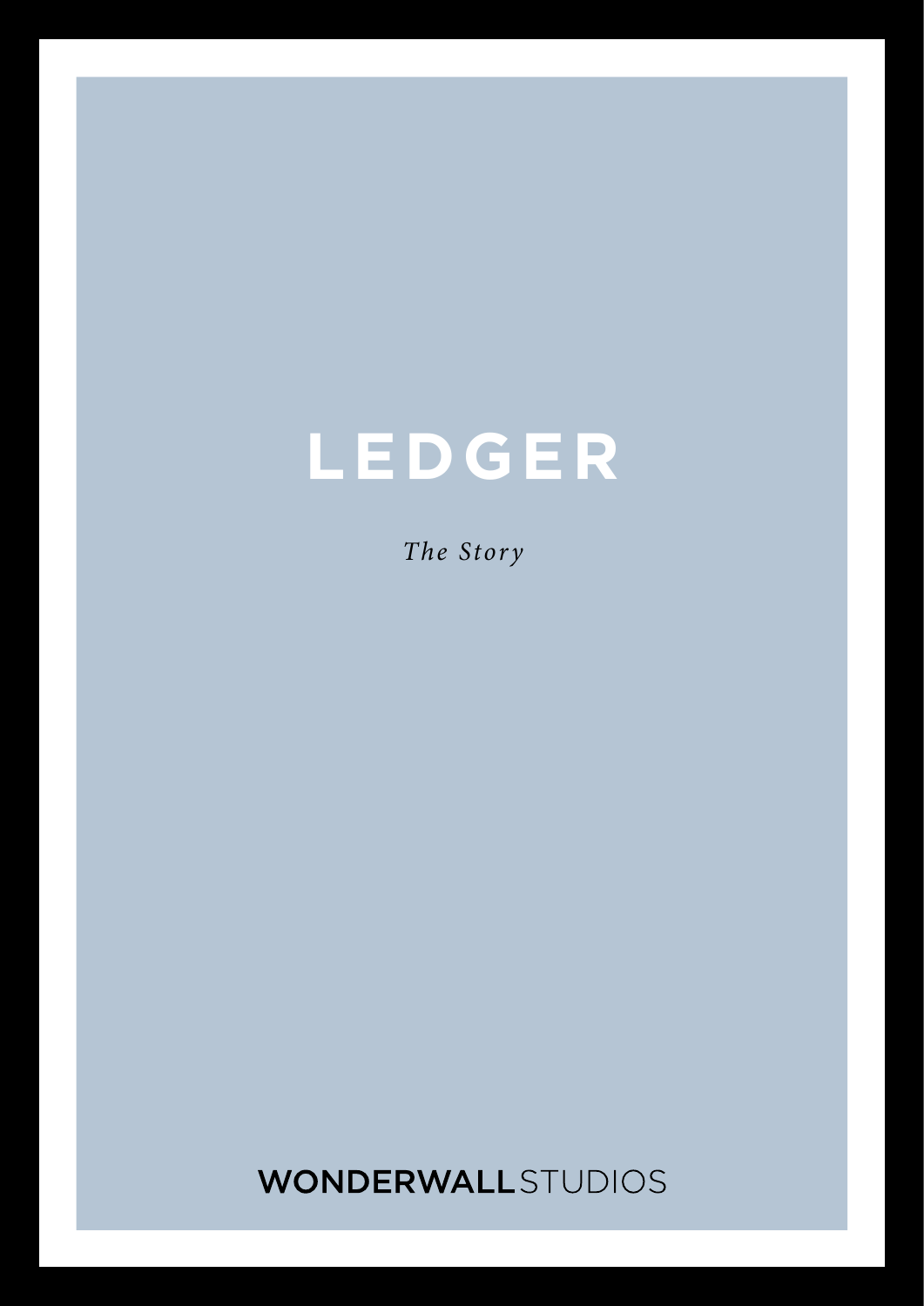# LEDGER

*The Story*

**WONDERWALL** STUDIOS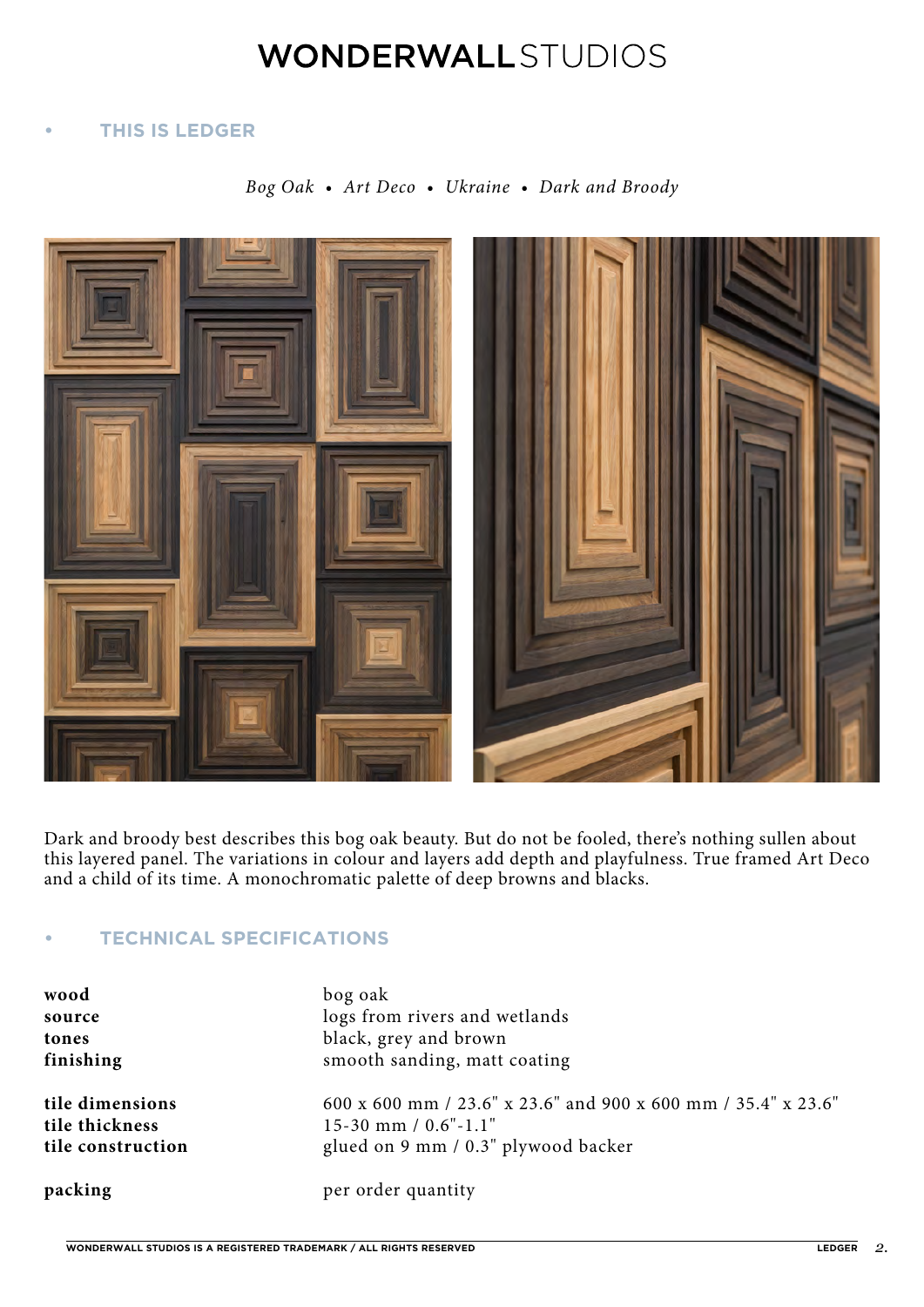# WONDERWALLSTUDIOS

## THIS IS LEDGER

*Bog Oak • Art Deco • Ukraine • Dark and Broody*

Dark and broody best describes this bog oak beauty. But do not be fooled, there's nothing sullen about this layered panel. The variations in colour and layers add depth and playfulness. True framed Art Deco and a child of its time. A monochromatic palette of deep browns and blacks.

## TECHNICAL SPECIFICATIONS

| | |
|---|---|
| **wood** | bog oak |
| **source** | logs from rivers and wetlands |
| **tones** | black, grey and brown |
| **finishing** | smooth sanding, matt coating |
| **tile dimensions** | 600 x 600 mm / 23.6" x 23.6" and 900 x 600 mm / 35.4" x 23.6" |
| **tile thickness** | 15-30 mm / 0.6"-1.1" |
| **tile construction** | glued on 9 mm / 0.3" plywood backer |
| **packing** | per order quantity |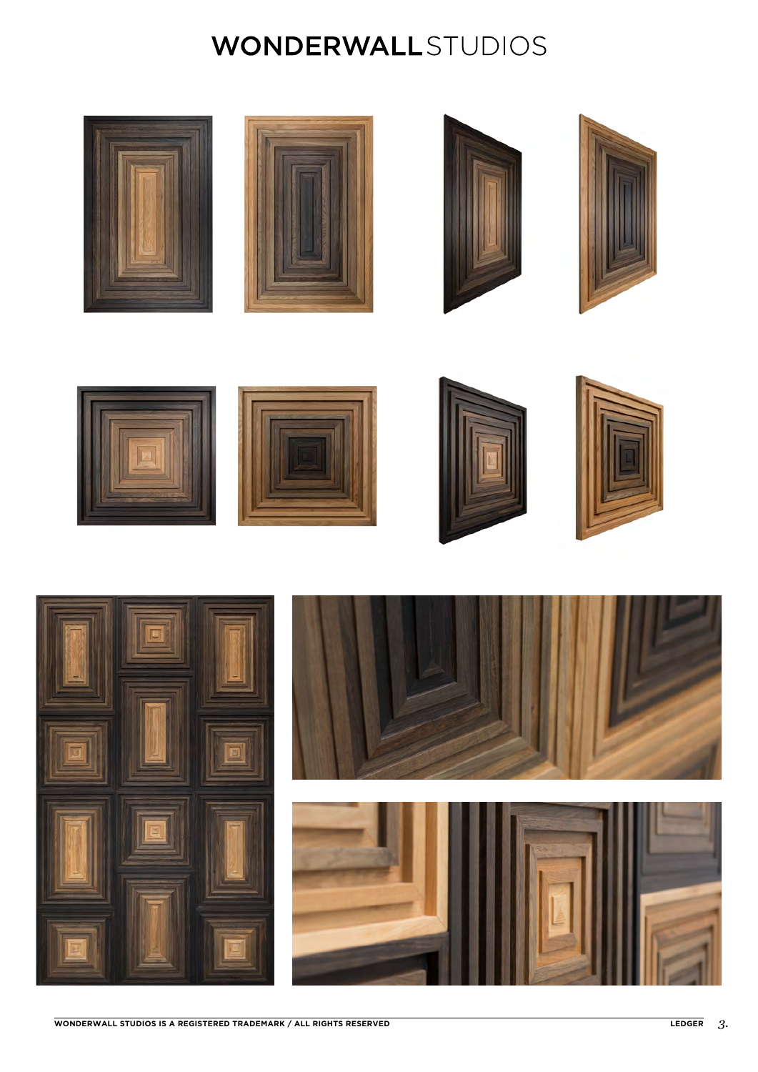# WONDERWALL STUDIOS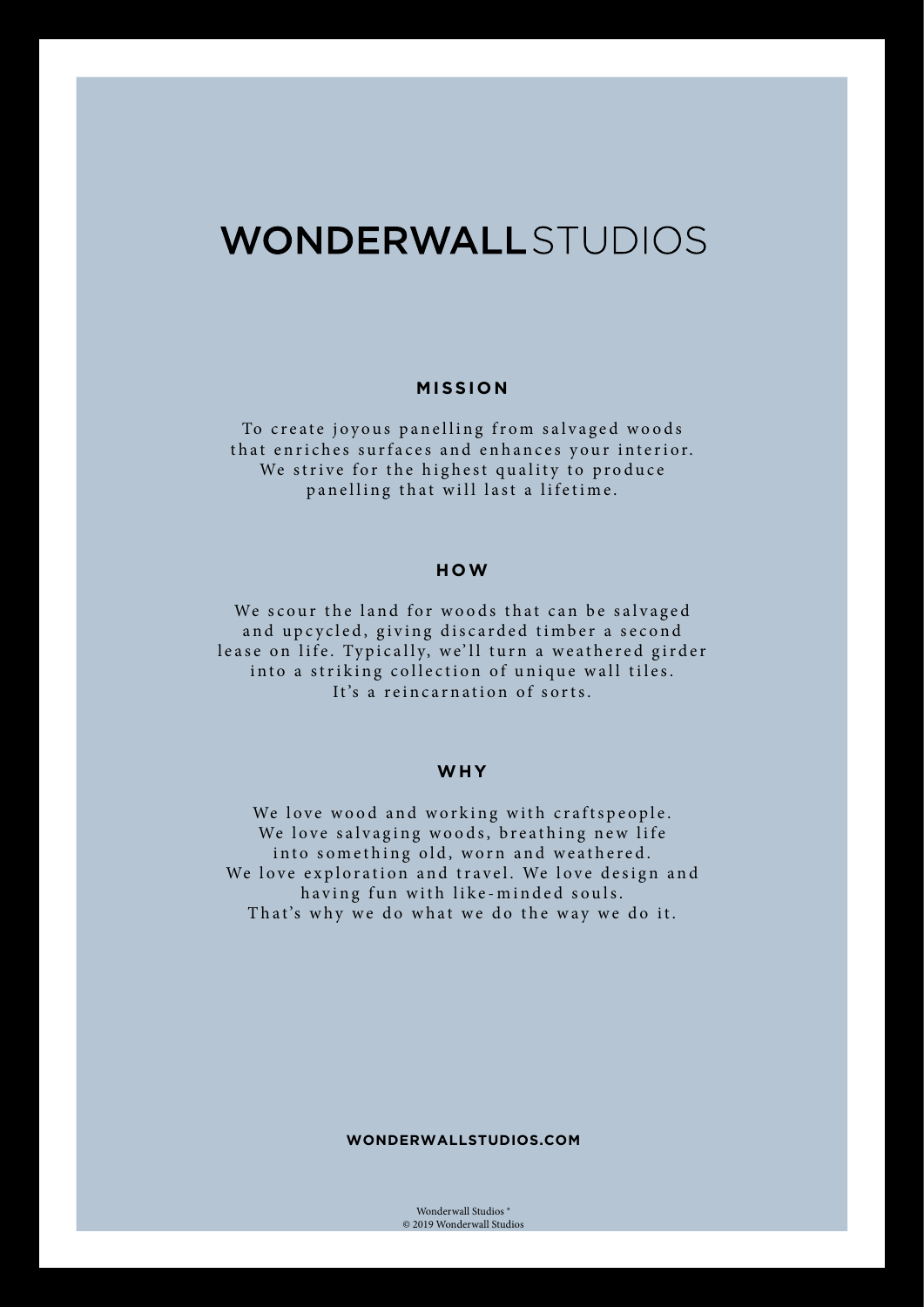# WONDERWALL STUDIOS

## MISSION

To create joyous panelling from salvaged woods that enriches surfaces and enhances your interior. We strive for the highest quality to produce panelling that will last a lifetime.

## HOW

We scour the land for woods that can be salvaged and upcycled, giving discarded timber a second lease on life. Typically, we'll turn a weathered girder into a striking collection of unique wall tiles. It's a reincarnation of sorts.

## WHY

We love wood and working with craftspeople.
We love salvaging woods, breathing new life into something old, worn and weathered.
We love exploration and travel. We love design and having fun with like-minded souls.
That's why we do what we do the way we do it.

**WONDERWALLSTUDIOS.COM**

Wonderwall Studios®
© 2019 Wonderwall Studios